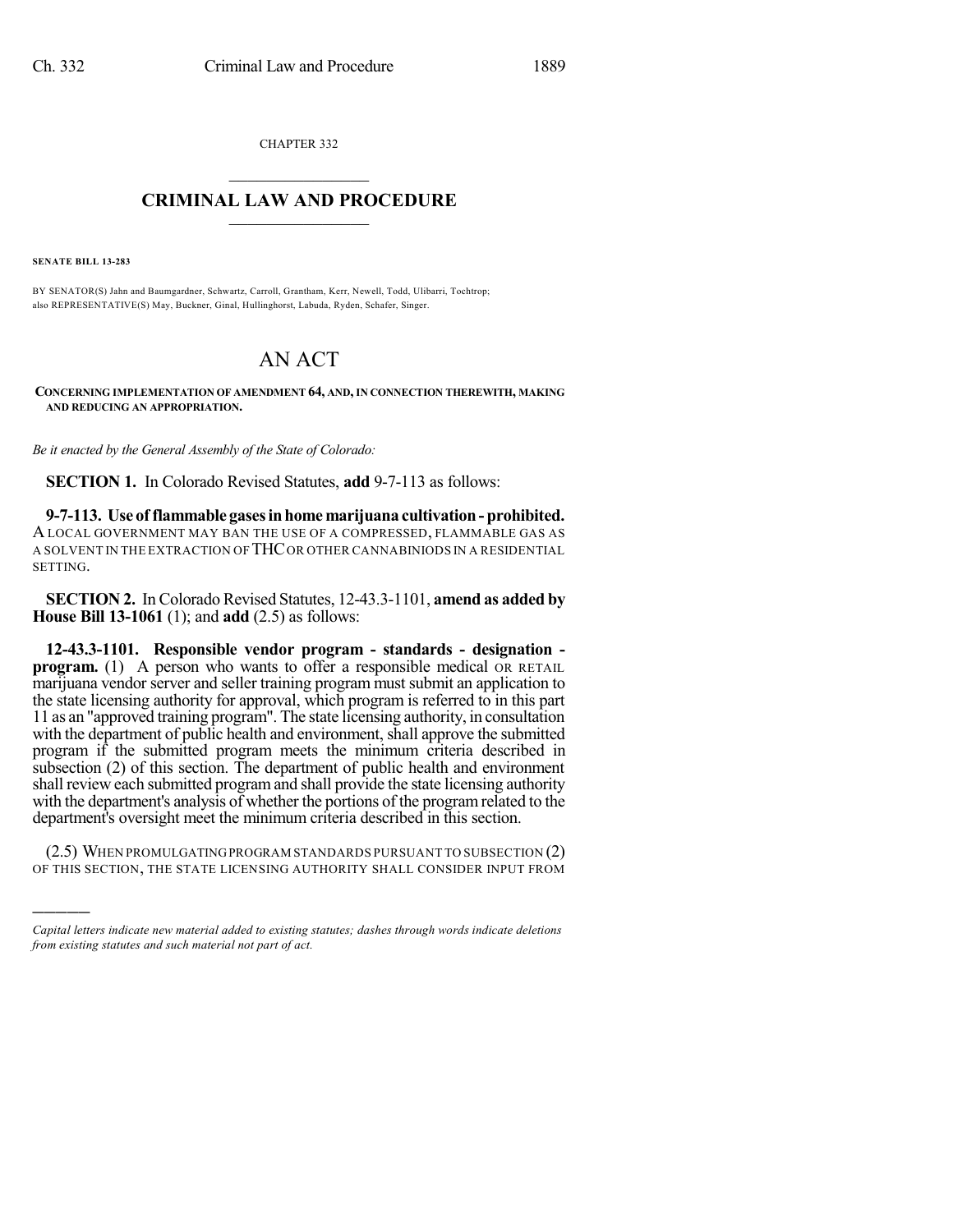CHAPTER 332

# CRIMINAL LAW AND PROCEDURE

**SENATE BILL 13-283**

BY SENATOR(S) Jahn and Baumgardner, Schwartz, Carroll, Grantham, Kerr, Newell, Todd, Ulibarri, Tochtrop; also REPRESENTATIVE(S) May, Buckner, Ginal, Hullinghorst, Labuda, Ryden, Schafer, Singer.

# AN ACT

**CONCERNING IMPLEMENTATION OF AMENDMENT 64, AND, IN CONNECTION THEREWITH, MAKING AND REDUCING AN APPROPRIATION.**

*Be it enacted by the General Assembly of the State of Colorado:*

**SECTION 1.** In Colorado Revised Statutes, **add** 9-7-113 as follows:

**9-7-113. Use of flammable gases in home marijuana cultivation - prohibited.** A LOCAL GOVERNMENT MAY BAN THE USE OF A COMPRESSED, FLAMMABLE GAS AS A SOLVENT IN THE EXTRACTION OF THC OR OTHER CANNABINIODS IN A RESIDENTIAL SETTING.

**SECTION 2.** In Colorado Revised Statutes, 12-43.3-1101, **amend as added by House Bill 13-1061** (1); and **add** (2.5) as follows:

**12-43.3-1101. Responsible vendor program - standards - designation - program.** (1) A person who wants to offer a responsible medical OR RETAIL marijuana vendor server and seller training program must submit an application to the state licensing authority for approval, which program is referred to in this part 11 as an "approved training program". The state licensing authority, in consultation with the department of public health and environment, shall approve the submitted program if the submitted program meets the minimum criteria described in subsection (2) of this section. The department of public health and environment shall review each submitted program and shall provide the state licensing authority with the department's analysis of whether the portions of the program related to the department's oversight meet the minimum criteria described in this section.

(2.5) WHEN PROMULGATING PROGRAM STANDARDS PURSUANT TO SUBSECTION (2) OF THIS SECTION, THE STATE LICENSING AUTHORITY SHALL CONSIDER INPUT FROM

*Capital letters indicate new material added to existing statutes; dashes through words indicate deletions from existing statutes and such material not part of act.*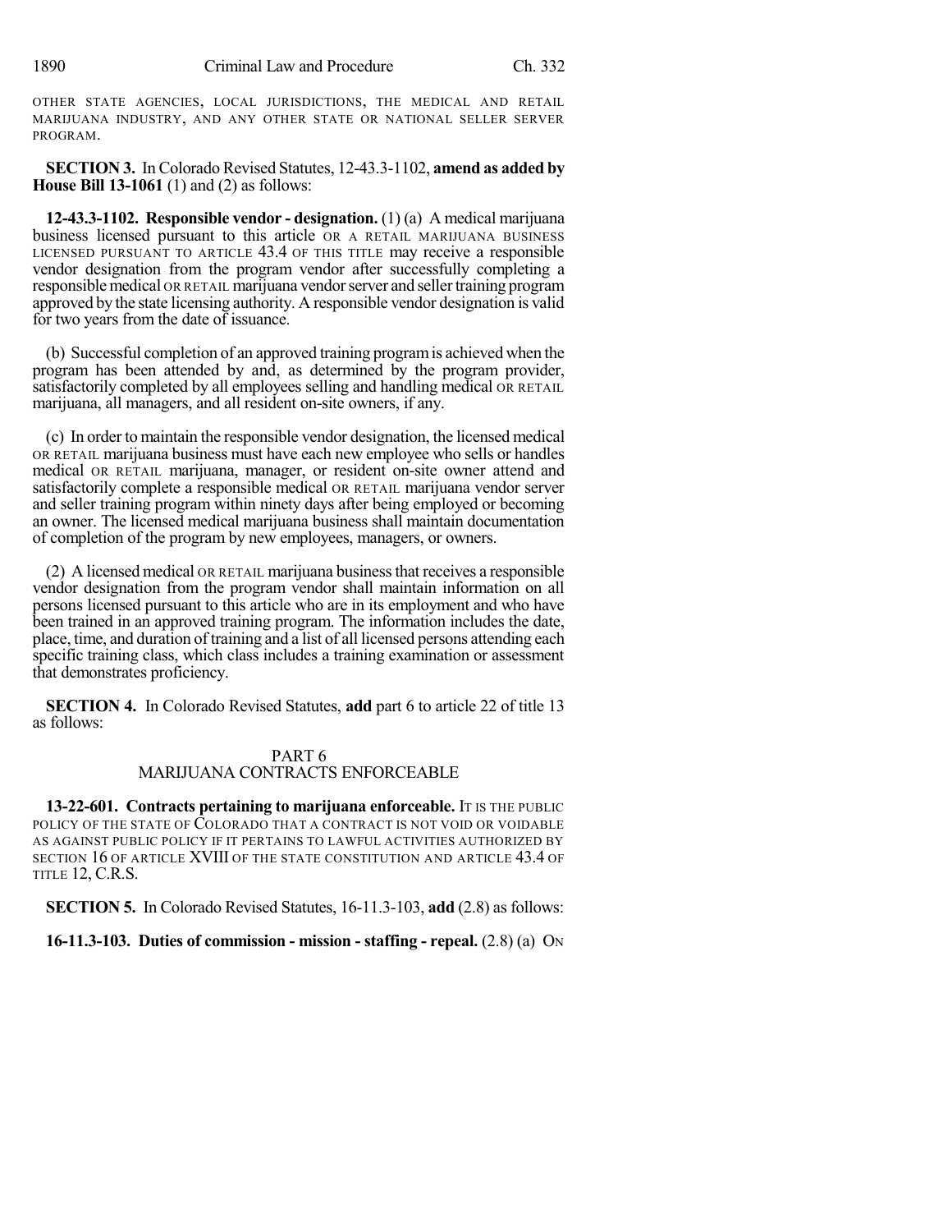OTHER STATE AGENCIES, LOCAL JURISDICTIONS, THE MEDICAL AND RETAIL MARIJUANA INDUSTRY, AND ANY OTHER STATE OR NATIONAL SELLER SERVER PROGRAM.

**SECTION 3.** In Colorado Revised Statutes, 12-43.3-1102, **amend as added by House Bill 13-1061** (1) and (2) as follows:

**12-43.3-1102. Responsible vendor - designation.** (1) (a) A medical marijuana business licensed pursuant to this article OR A RETAIL MARIJUANA BUSINESS LICENSED PURSUANT TO ARTICLE 43.4 OF THIS TITLE may receive a responsible vendor designation from the program vendor after successfully completing a responsible medical OR RETAIL marijuana vendor server and seller training program approved by the state licensing authority. A responsible vendor designation is valid for two years from the date of issuance.

(b) Successful completion of an approved training program is achieved when the program has been attended by and, as determined by the program provider, satisfactorily completed by all employees selling and handling medical OR RETAIL marijuana, all managers, and all resident on-site owners, if any.

(c) In order to maintain the responsible vendor designation, the licensed medical OR RETAIL marijuana business must have each new employee who sells or handles medical OR RETAIL marijuana, manager, or resident on-site owner attend and satisfactorily complete a responsible medical OR RETAIL marijuana vendor server and seller training program within ninety days after being employed or becoming an owner. The licensed medical marijuana business shall maintain documentation of completion of the program by new employees, managers, or owners.

(2) A licensed medical OR RETAIL marijuana business that receives a responsible vendor designation from the program vendor shall maintain information on all persons licensed pursuant to this article who are in its employment and who have been trained in an approved training program. The information includes the date, place, time, and duration of training and a list of all licensed persons attending each specific training class, which class includes a training examination or assessment that demonstrates proficiency.

**SECTION 4.** In Colorado Revised Statutes, **add** part 6 to article 22 of title 13 as follows:

PART 6
MARIJUANA CONTRACTS ENFORCEABLE

**13-22-601. Contracts pertaining to marijuana enforceable.** IT IS THE PUBLIC POLICY OF THE STATE OF COLORADO THAT A CONTRACT IS NOT VOID OR VOIDABLE AS AGAINST PUBLIC POLICY IF IT PERTAINS TO LAWFUL ACTIVITIES AUTHORIZED BY SECTION 16 OF ARTICLE XVIII OF THE STATE CONSTITUTION AND ARTICLE 43.4 OF TITLE 12, C.R.S.

**SECTION 5.** In Colorado Revised Statutes, 16-11.3-103, **add** (2.8) as follows:

**16-11.3-103. Duties of commission - mission - staffing - repeal.** (2.8) (a) ON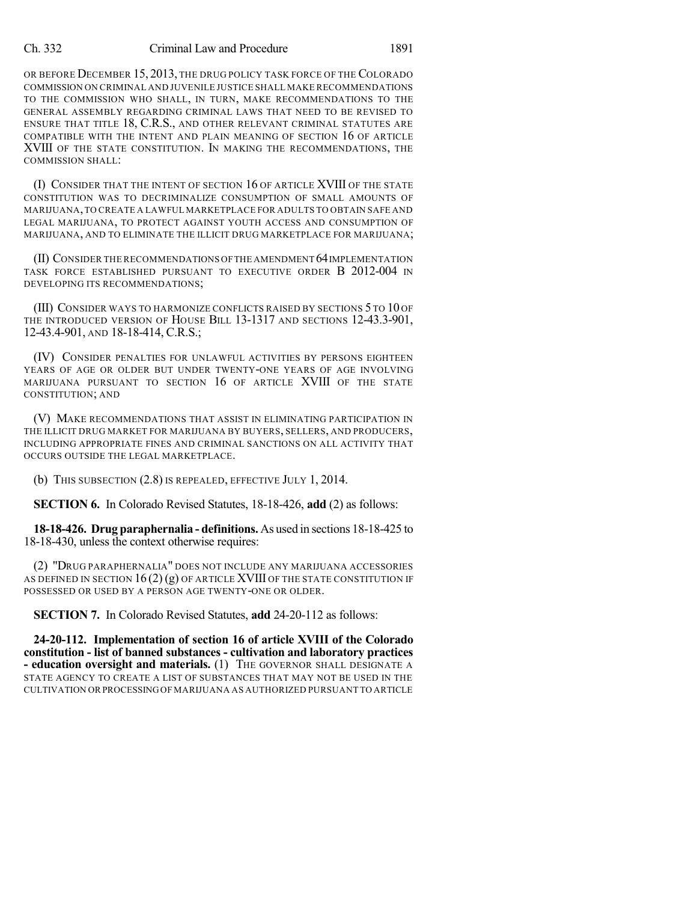OR BEFORE DECEMBER 15, 2013, THE DRUG POLICY TASK FORCE OF THE COLORADO COMMISSION ON CRIMINAL AND JUVENILE JUSTICE SHALL MAKE RECOMMENDATIONS TO THE COMMISSION WHO SHALL, IN TURN, MAKE RECOMMENDATIONS TO THE GENERAL ASSEMBLY REGARDING CRIMINAL LAWS THAT NEED TO BE REVISED TO ENSURE THAT TITLE 18, C.R.S., AND OTHER RELEVANT CRIMINAL STATUTES ARE COMPATIBLE WITH THE INTENT AND PLAIN MEANING OF SECTION 16 OF ARTICLE XVIII OF THE STATE CONSTITUTION. IN MAKING THE RECOMMENDATIONS, THE COMMISSION SHALL:

(I) CONSIDER THAT THE INTENT OF SECTION 16 OF ARTICLE XVIII OF THE STATE CONSTITUTION WAS TO DECRIMINALIZE CONSUMPTION OF SMALL AMOUNTS OF MARIJUANA, TO CREATE A LAWFUL MARKETPLACE FOR ADULTS TO OBTAIN SAFE AND LEGAL MARIJUANA, TO PROTECT AGAINST YOUTH ACCESS AND CONSUMPTION OF MARIJUANA, AND TO ELIMINATE THE ILLICIT DRUG MARKETPLACE FOR MARIJUANA;

(II) CONSIDER THE RECOMMENDATIONS OF THE AMENDMENT 64 IMPLEMENTATION TASK FORCE ESTABLISHED PURSUANT TO EXECUTIVE ORDER B 2012-004 IN DEVELOPING ITS RECOMMENDATIONS;

(III) CONSIDER WAYS TO HARMONIZE CONFLICTS RAISED BY SECTIONS 5 TO 10 OF THE INTRODUCED VERSION OF HOUSE BILL 13-1317 AND SECTIONS 12-43.3-901, 12-43.4-901, AND 18-18-414, C.R.S.;

(IV) CONSIDER PENALTIES FOR UNLAWFUL ACTIVITIES BY PERSONS EIGHTEEN YEARS OF AGE OR OLDER BUT UNDER TWENTY-ONE YEARS OF AGE INVOLVING MARIJUANA PURSUANT TO SECTION 16 OF ARTICLE XVIII OF THE STATE CONSTITUTION; AND

(V) MAKE RECOMMENDATIONS THAT ASSIST IN ELIMINATING PARTICIPATION IN THE ILLICIT DRUG MARKET FOR MARIJUANA BY BUYERS, SELLERS, AND PRODUCERS, INCLUDING APPROPRIATE FINES AND CRIMINAL SANCTIONS ON ALL ACTIVITY THAT OCCURS OUTSIDE THE LEGAL MARKETPLACE.

(b) THIS SUBSECTION (2.8) IS REPEALED, EFFECTIVE JULY 1, 2014.

**SECTION 6.** In Colorado Revised Statutes, 18-18-426, **add** (2) as follows:

**18-18-426. Drug paraphernalia - definitions.** As used in sections 18-18-425 to 18-18-430, unless the context otherwise requires:

(2) "DRUG PARAPHERNALIA" DOES NOT INCLUDE ANY MARIJUANA ACCESSORIES AS DEFINED IN SECTION 16 (2) (g) OF ARTICLE XVIII OF THE STATE CONSTITUTION IF POSSESSED OR USED BY A PERSON AGE TWENTY-ONE OR OLDER.

**SECTION 7.** In Colorado Revised Statutes, **add** 24-20-112 as follows:

**24-20-112. Implementation of section 16 of article XVIII of the Colorado constitution - list of banned substances - cultivation and laboratory practices - education oversight and materials.** (1) THE GOVERNOR SHALL DESIGNATE A STATE AGENCY TO CREATE A LIST OF SUBSTANCES THAT MAY NOT BE USED IN THE CULTIVATION OR PROCESSING OF MARIJUANA AS AUTHORIZED PURSUANT TO ARTICLE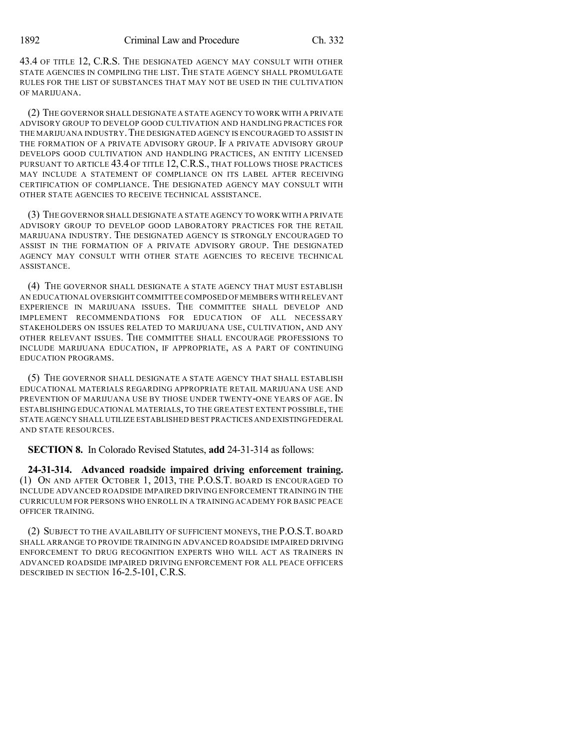43.4 OF TITLE 12, C.R.S. THE DESIGNATED AGENCY MAY CONSULT WITH OTHER STATE AGENCIES IN COMPILING THE LIST. THE STATE AGENCY SHALL PROMULGATE RULES FOR THE LIST OF SUBSTANCES THAT MAY NOT BE USED IN THE CULTIVATION OF MARIJUANA.

(2) THE GOVERNOR SHALL DESIGNATE A STATE AGENCY TO WORK WITH A PRIVATE ADVISORY GROUP TO DEVELOP GOOD CULTIVATION AND HANDLING PRACTICES FOR THE MARIJUANA INDUSTRY. THE DESIGNATED AGENCY IS ENCOURAGED TO ASSIST IN THE FORMATION OF A PRIVATE ADVISORY GROUP. IF A PRIVATE ADVISORY GROUP DEVELOPS GOOD CULTIVATION AND HANDLING PRACTICES, AN ENTITY LICENSED PURSUANT TO ARTICLE 43.4 OF TITLE 12, C.R.S., THAT FOLLOWS THOSE PRACTICES MAY INCLUDE A STATEMENT OF COMPLIANCE ON ITS LABEL AFTER RECEIVING CERTIFICATION OF COMPLIANCE. THE DESIGNATED AGENCY MAY CONSULT WITH OTHER STATE AGENCIES TO RECEIVE TECHNICAL ASSISTANCE.

(3) THE GOVERNOR SHALL DESIGNATE A STATE AGENCY TO WORK WITH A PRIVATE ADVISORY GROUP TO DEVELOP GOOD LABORATORY PRACTICES FOR THE RETAIL MARIJUANA INDUSTRY. THE DESIGNATED AGENCY IS STRONGLY ENCOURAGED TO ASSIST IN THE FORMATION OF A PRIVATE ADVISORY GROUP. THE DESIGNATED AGENCY MAY CONSULT WITH OTHER STATE AGENCIES TO RECEIVE TECHNICAL ASSISTANCE.

(4) THE GOVERNOR SHALL DESIGNATE A STATE AGENCY THAT MUST ESTABLISH AN EDUCATIONAL OVERSIGHT COMMITTEE COMPOSED OF MEMBERS WITH RELEVANT EXPERIENCE IN MARIJUANA ISSUES. THE COMMITTEE SHALL DEVELOP AND IMPLEMENT RECOMMENDATIONS FOR EDUCATION OF ALL NECESSARY STAKEHOLDERS ON ISSUES RELATED TO MARIJUANA USE, CULTIVATION, AND ANY OTHER RELEVANT ISSUES. THE COMMITTEE SHALL ENCOURAGE PROFESSIONS TO INCLUDE MARIJUANA EDUCATION, IF APPROPRIATE, AS A PART OF CONTINUING EDUCATION PROGRAMS.

(5) THE GOVERNOR SHALL DESIGNATE A STATE AGENCY THAT SHALL ESTABLISH EDUCATIONAL MATERIALS REGARDING APPROPRIATE RETAIL MARIJUANA USE AND PREVENTION OF MARIJUANA USE BY THOSE UNDER TWENTY-ONE YEARS OF AGE. IN ESTABLISHING EDUCATIONAL MATERIALS, TO THE GREATEST EXTENT POSSIBLE, THE STATE AGENCY SHALL UTILIZE ESTABLISHED BEST PRACTICES AND EXISTING FEDERAL AND STATE RESOURCES.

**SECTION 8.** In Colorado Revised Statutes, **add** 24-31-314 as follows:

**24-31-314. Advanced roadside impaired driving enforcement training.** (1) ON AND AFTER OCTOBER 1, 2013, THE P.O.S.T. BOARD IS ENCOURAGED TO INCLUDE ADVANCED ROADSIDE IMPAIRED DRIVING ENFORCEMENT TRAINING IN THE CURRICULUM FOR PERSONS WHO ENROLL IN A TRAINING ACADEMY FOR BASIC PEACE OFFICER TRAINING.

(2) SUBJECT TO THE AVAILABILITY OF SUFFICIENT MONEYS, THE P.O.S.T. BOARD SHALL ARRANGE TO PROVIDE TRAINING IN ADVANCED ROADSIDE IMPAIRED DRIVING ENFORCEMENT TO DRUG RECOGNITION EXPERTS WHO WILL ACT AS TRAINERS IN ADVANCED ROADSIDE IMPAIRED DRIVING ENFORCEMENT FOR ALL PEACE OFFICERS DESCRIBED IN SECTION 16-2.5-101, C.R.S.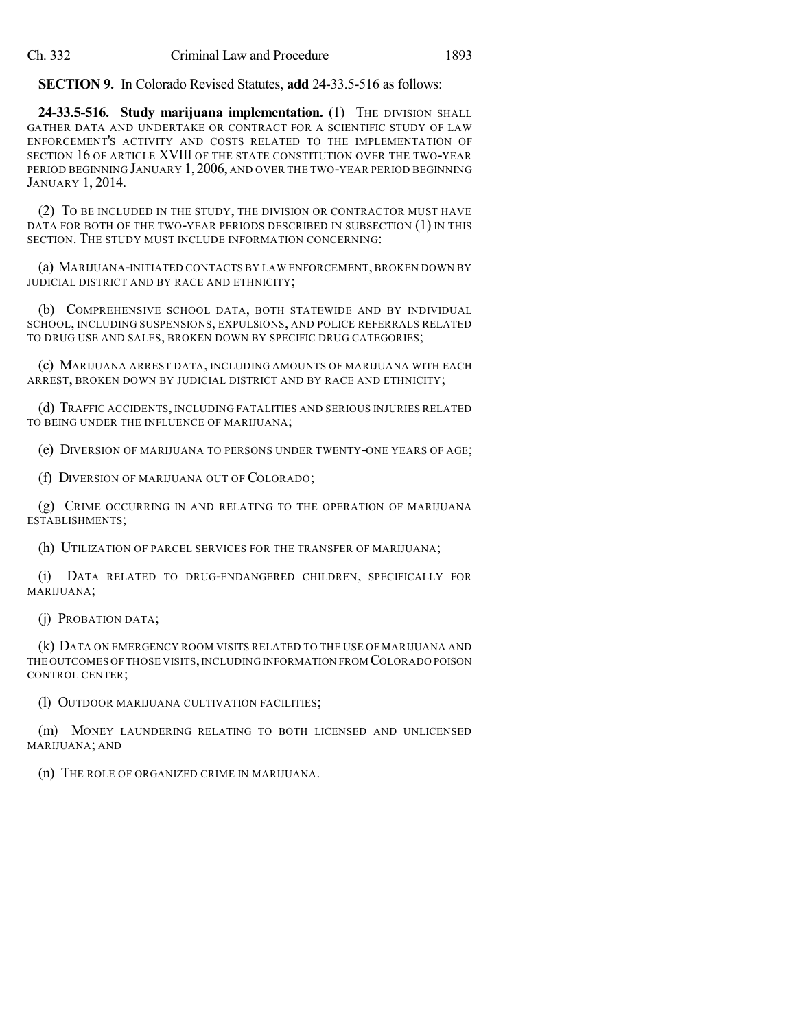**SECTION 9.** In Colorado Revised Statutes, **add** 24-33.5-516 as follows:

**24-33.5-516. Study marijuana implementation.** (1) THE DIVISION SHALL GATHER DATA AND UNDERTAKE OR CONTRACT FOR A SCIENTIFIC STUDY OF LAW ENFORCEMENT'S ACTIVITY AND COSTS RELATED TO THE IMPLEMENTATION OF SECTION 16 OF ARTICLE XVIII OF THE STATE CONSTITUTION OVER THE TWO-YEAR PERIOD BEGINNING JANUARY 1, 2006, AND OVER THE TWO-YEAR PERIOD BEGINNING JANUARY 1, 2014.

(2) TO BE INCLUDED IN THE STUDY, THE DIVISION OR CONTRACTOR MUST HAVE DATA FOR BOTH OF THE TWO-YEAR PERIODS DESCRIBED IN SUBSECTION (1) IN THIS SECTION. THE STUDY MUST INCLUDE INFORMATION CONCERNING:

(a) MARIJUANA-INITIATED CONTACTS BY LAW ENFORCEMENT, BROKEN DOWN BY JUDICIAL DISTRICT AND BY RACE AND ETHNICITY;

(b) COMPREHENSIVE SCHOOL DATA, BOTH STATEWIDE AND BY INDIVIDUAL SCHOOL, INCLUDING SUSPENSIONS, EXPULSIONS, AND POLICE REFERRALS RELATED TO DRUG USE AND SALES, BROKEN DOWN BY SPECIFIC DRUG CATEGORIES;

(c) MARIJUANA ARREST DATA, INCLUDING AMOUNTS OF MARIJUANA WITH EACH ARREST, BROKEN DOWN BY JUDICIAL DISTRICT AND BY RACE AND ETHNICITY;

(d) TRAFFIC ACCIDENTS, INCLUDING FATALITIES AND SERIOUS INJURIES RELATED TO BEING UNDER THE INFLUENCE OF MARIJUANA;

(e) DIVERSION OF MARIJUANA TO PERSONS UNDER TWENTY-ONE YEARS OF AGE;

(f) DIVERSION OF MARIJUANA OUT OF COLORADO;

(g) CRIME OCCURRING IN AND RELATING TO THE OPERATION OF MARIJUANA ESTABLISHMENTS;

(h) UTILIZATION OF PARCEL SERVICES FOR THE TRANSFER OF MARIJUANA;

(i) DATA RELATED TO DRUG-ENDANGERED CHILDREN, SPECIFICALLY FOR MARIJUANA;

(j) PROBATION DATA;

(k) DATA ON EMERGENCY ROOM VISITS RELATED TO THE USE OF MARIJUANA AND THE OUTCOMES OF THOSE VISITS, INCLUDING INFORMATION FROM COLORADO POISON CONTROL CENTER;

(l) OUTDOOR MARIJUANA CULTIVATION FACILITIES;

(m) MONEY LAUNDERING RELATING TO BOTH LICENSED AND UNLICENSED MARIJUANA; AND

(n) THE ROLE OF ORGANIZED CRIME IN MARIJUANA.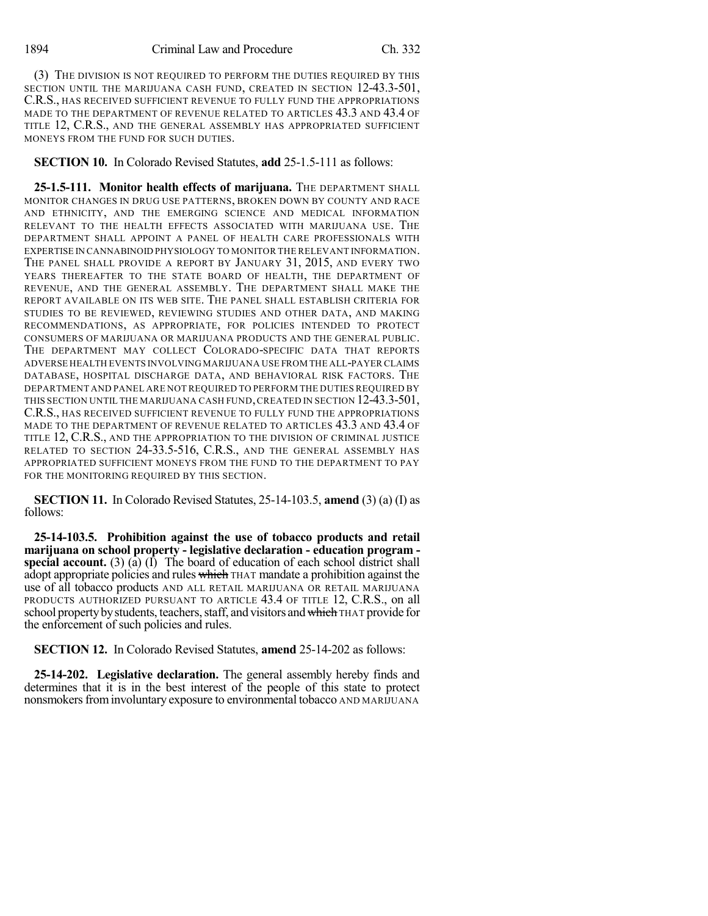(3) THE DIVISION IS NOT REQUIRED TO PERFORM THE DUTIES REQUIRED BY THIS SECTION UNTIL THE MARIJUANA CASH FUND, CREATED IN SECTION 12-43.3-501, C.R.S., HAS RECEIVED SUFFICIENT REVENUE TO FULLY FUND THE APPROPRIATIONS MADE TO THE DEPARTMENT OF REVENUE RELATED TO ARTICLES 43.3 AND 43.4 OF TITLE 12, C.R.S., AND THE GENERAL ASSEMBLY HAS APPROPRIATED SUFFICIENT MONEYS FROM THE FUND FOR SUCH DUTIES.

**SECTION 10.** In Colorado Revised Statutes, **add** 25-1.5-111 as follows:

**25-1.5-111. Monitor health effects of marijuana.** THE DEPARTMENT SHALL MONITOR CHANGES IN DRUG USE PATTERNS, BROKEN DOWN BY COUNTY AND RACE AND ETHNICITY, AND THE EMERGING SCIENCE AND MEDICAL INFORMATION RELEVANT TO THE HEALTH EFFECTS ASSOCIATED WITH MARIJUANA USE. THE DEPARTMENT SHALL APPOINT A PANEL OF HEALTH CARE PROFESSIONALS WITH EXPERTISE IN CANNABINOID PHYSIOLOGY TO MONITOR THE RELEVANT INFORMATION. THE PANEL SHALL PROVIDE A REPORT BY JANUARY 31, 2015, AND EVERY TWO YEARS THEREAFTER TO THE STATE BOARD OF HEALTH, THE DEPARTMENT OF REVENUE, AND THE GENERAL ASSEMBLY. THE DEPARTMENT SHALL MAKE THE REPORT AVAILABLE ON ITS WEB SITE. THE PANEL SHALL ESTABLISH CRITERIA FOR STUDIES TO BE REVIEWED, REVIEWING STUDIES AND OTHER DATA, AND MAKING RECOMMENDATIONS, AS APPROPRIATE, FOR POLICIES INTENDED TO PROTECT CONSUMERS OF MARIJUANA OR MARIJUANA PRODUCTS AND THE GENERAL PUBLIC. THE DEPARTMENT MAY COLLECT COLORADO-SPECIFIC DATA THAT REPORTS ADVERSE HEALTH EVENTS INVOLVING MARIJUANA USE FROM THE ALL-PAYER CLAIMS DATABASE, HOSPITAL DISCHARGE DATA, AND BEHAVIORAL RISK FACTORS. THE DEPARTMENT AND PANEL ARE NOT REQUIRED TO PERFORM THE DUTIES REQUIRED BY THIS SECTION UNTIL THE MARIJUANA CASH FUND, CREATED IN SECTION 12-43.3-501, C.R.S., HAS RECEIVED SUFFICIENT REVENUE TO FULLY FUND THE APPROPRIATIONS MADE TO THE DEPARTMENT OF REVENUE RELATED TO ARTICLES 43.3 AND 43.4 OF TITLE 12, C.R.S., AND THE APPROPRIATION TO THE DIVISION OF CRIMINAL JUSTICE RELATED TO SECTION 24-33.5-516, C.R.S., AND THE GENERAL ASSEMBLY HAS APPROPRIATED SUFFICIENT MONEYS FROM THE FUND TO THE DEPARTMENT TO PAY FOR THE MONITORING REQUIRED BY THIS SECTION.

**SECTION 11.** In Colorado Revised Statutes, 25-14-103.5, **amend** (3) (a) (I) as follows:

**25-14-103.5. Prohibition against the use of tobacco products and retail marijuana on school property - legislative declaration - education program - special account.** (3) (a) (I) The board of education of each school district shall adopt appropriate policies and rules ~~which~~ THAT mandate a prohibition against the use of all tobacco products AND ALL RETAIL MARIJUANA OR RETAIL MARIJUANA PRODUCTS AUTHORIZED PURSUANT TO ARTICLE 43.4 OF TITLE 12, C.R.S., on all school property by students, teachers, staff, and visitors and ~~which~~ THAT provide for the enforcement of such policies and rules.

**SECTION 12.** In Colorado Revised Statutes, **amend** 25-14-202 as follows:

**25-14-202. Legislative declaration.** The general assembly hereby finds and determines that it is in the best interest of the people of this state to protect nonsmokers from involuntary exposure to environmental tobacco AND MARIJUANA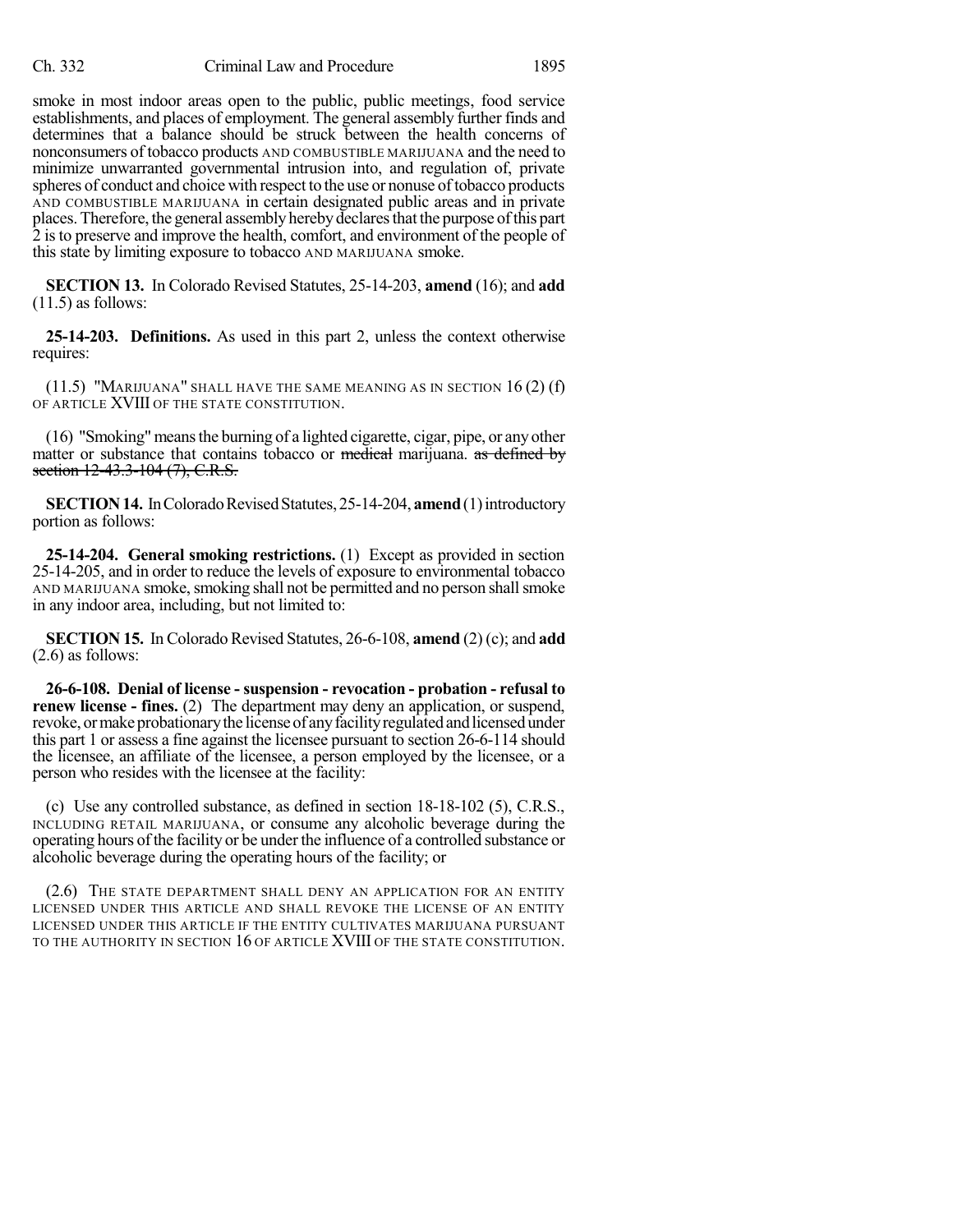smoke in most indoor areas open to the public, public meetings, food service establishments, and places of employment. The general assembly further finds and determines that a balance should be struck between the health concerns of nonconsumers of tobacco products AND COMBUSTIBLE MARIJUANA and the need to minimize unwarranted governmental intrusion into, and regulation of, private spheres of conduct and choice with respect to the use or nonuse of tobacco products AND COMBUSTIBLE MARIJUANA in certain designated public areas and in private places. Therefore, the general assembly hereby declares that the purpose of this part 2 is to preserve and improve the health, comfort, and environment of the people of this state by limiting exposure to tobacco AND MARIJUANA smoke.

**SECTION 13.** In Colorado Revised Statutes, 25-14-203, **amend** (16); and **add** (11.5) as follows:

**25-14-203. Definitions.** As used in this part 2, unless the context otherwise requires:

(11.5) "MARIJUANA" SHALL HAVE THE SAME MEANING AS IN SECTION 16 (2) (f) OF ARTICLE XVIII OF THE STATE CONSTITUTION.

(16) "Smoking" means the burning of a lighted cigarette, cigar, pipe, or any other matter or substance that contains tobacco or ~~medical~~ marijuana. ~~as defined by section 12-43.3-104 (7), C.R.S.~~

**SECTION 14.** In Colorado Revised Statutes, 25-14-204, **amend** (1) introductory portion as follows:

**25-14-204. General smoking restrictions.** (1) Except as provided in section 25-14-205, and in order to reduce the levels of exposure to environmental tobacco AND MARIJUANA smoke, smoking shall not be permitted and no person shall smoke in any indoor area, including, but not limited to:

**SECTION 15.** In Colorado Revised Statutes, 26-6-108, **amend** (2) (c); and **add** (2.6) as follows:

**26-6-108. Denial of license - suspension - revocation - probation - refusal to renew license - fines.** (2) The department may deny an application, or suspend, revoke, or make probationary the license of any facility regulated and licensed under this part 1 or assess a fine against the licensee pursuant to section 26-6-114 should the licensee, an affiliate of the licensee, a person employed by the licensee, or a person who resides with the licensee at the facility:

(c) Use any controlled substance, as defined in section 18-18-102 (5), C.R.S., INCLUDING RETAIL MARIJUANA, or consume any alcoholic beverage during the operating hours of the facility or be under the influence of a controlled substance or alcoholic beverage during the operating hours of the facility; or

(2.6) THE STATE DEPARTMENT SHALL DENY AN APPLICATION FOR AN ENTITY LICENSED UNDER THIS ARTICLE AND SHALL REVOKE THE LICENSE OF AN ENTITY LICENSED UNDER THIS ARTICLE IF THE ENTITY CULTIVATES MARIJUANA PURSUANT TO THE AUTHORITY IN SECTION 16 OF ARTICLE XVIII OF THE STATE CONSTITUTION.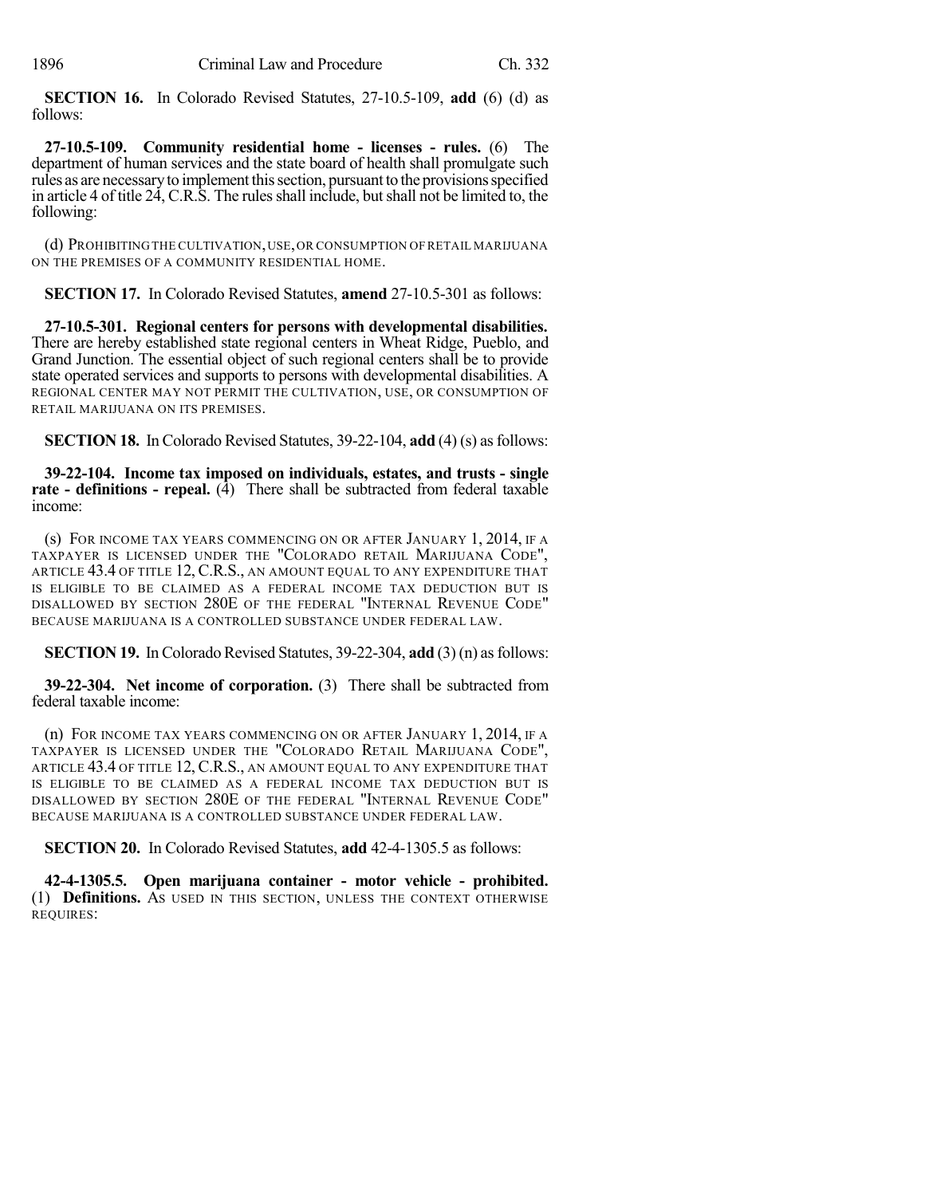**SECTION 16.** In Colorado Revised Statutes, 27-10.5-109, **add** (6) (d) as follows:

**27-10.5-109. Community residential home - licenses - rules.** (6) The department of human services and the state board of health shall promulgate such rules as are necessary to implement this section, pursuant to the provisions specified in article 4 of title 24, C.R.S. The rules shall include, but shall not be limited to, the following:

(d) PROHIBITING THE CULTIVATION, USE, OR CONSUMPTION OF RETAIL MARIJUANA ON THE PREMISES OF A COMMUNITY RESIDENTIAL HOME.

**SECTION 17.** In Colorado Revised Statutes, **amend** 27-10.5-301 as follows:

**27-10.5-301. Regional centers for persons with developmental disabilities.** There are hereby established state regional centers in Wheat Ridge, Pueblo, and Grand Junction. The essential object of such regional centers shall be to provide state operated services and supports to persons with developmental disabilities. A REGIONAL CENTER MAY NOT PERMIT THE CULTIVATION, USE, OR CONSUMPTION OF RETAIL MARIJUANA ON ITS PREMISES.

**SECTION 18.** In Colorado Revised Statutes, 39-22-104, **add** (4) (s) as follows:

**39-22-104. Income tax imposed on individuals, estates, and trusts - single rate - definitions - repeal.** (4) There shall be subtracted from federal taxable income:

(s) FOR INCOME TAX YEARS COMMENCING ON OR AFTER JANUARY 1, 2014, IF A TAXPAYER IS LICENSED UNDER THE "COLORADO RETAIL MARIJUANA CODE", ARTICLE 43.4 OF TITLE 12, C.R.S., AN AMOUNT EQUAL TO ANY EXPENDITURE THAT IS ELIGIBLE TO BE CLAIMED AS A FEDERAL INCOME TAX DEDUCTION BUT IS DISALLOWED BY SECTION 280E OF THE FEDERAL "INTERNAL REVENUE CODE" BECAUSE MARIJUANA IS A CONTROLLED SUBSTANCE UNDER FEDERAL LAW.

**SECTION 19.** In Colorado Revised Statutes, 39-22-304, **add** (3) (n) as follows:

**39-22-304. Net income of corporation.** (3) There shall be subtracted from federal taxable income:

(n) FOR INCOME TAX YEARS COMMENCING ON OR AFTER JANUARY 1, 2014, IF A TAXPAYER IS LICENSED UNDER THE "COLORADO RETAIL MARIJUANA CODE", ARTICLE 43.4 OF TITLE 12, C.R.S., AN AMOUNT EQUAL TO ANY EXPENDITURE THAT IS ELIGIBLE TO BE CLAIMED AS A FEDERAL INCOME TAX DEDUCTION BUT IS DISALLOWED BY SECTION 280E OF THE FEDERAL "INTERNAL REVENUE CODE" BECAUSE MARIJUANA IS A CONTROLLED SUBSTANCE UNDER FEDERAL LAW.

**SECTION 20.** In Colorado Revised Statutes, **add** 42-4-1305.5 as follows:

**42-4-1305.5. Open marijuana container - motor vehicle - prohibited.** (1) **Definitions.** AS USED IN THIS SECTION, UNLESS THE CONTEXT OTHERWISE REQUIRES: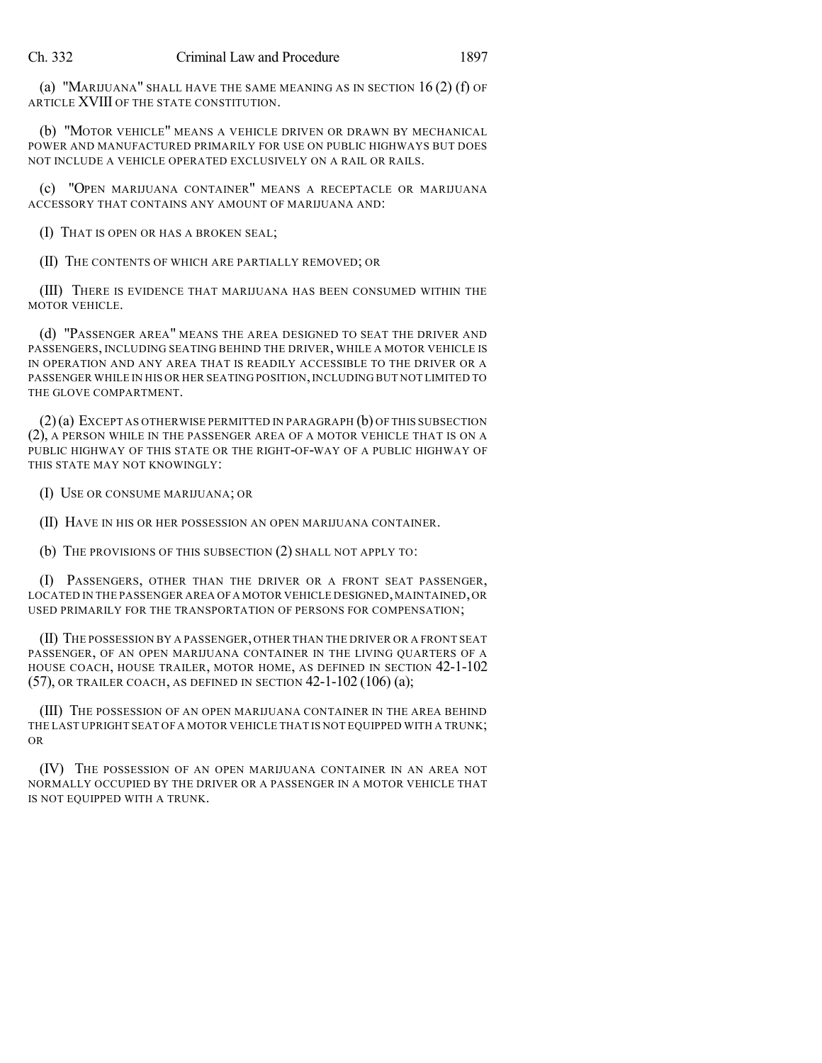(a) "MARIJUANA" SHALL HAVE THE SAME MEANING AS IN SECTION 16 (2) (f) OF ARTICLE XVIII OF THE STATE CONSTITUTION.

(b) "MOTOR VEHICLE" MEANS A VEHICLE DRIVEN OR DRAWN BY MECHANICAL POWER AND MANUFACTURED PRIMARILY FOR USE ON PUBLIC HIGHWAYS BUT DOES NOT INCLUDE A VEHICLE OPERATED EXCLUSIVELY ON A RAIL OR RAILS.

(c) "OPEN MARIJUANA CONTAINER" MEANS A RECEPTACLE OR MARIJUANA ACCESSORY THAT CONTAINS ANY AMOUNT OF MARIJUANA AND:

(I) THAT IS OPEN OR HAS A BROKEN SEAL;

(II) THE CONTENTS OF WHICH ARE PARTIALLY REMOVED; OR

(III) THERE IS EVIDENCE THAT MARIJUANA HAS BEEN CONSUMED WITHIN THE MOTOR VEHICLE.

(d) "PASSENGER AREA" MEANS THE AREA DESIGNED TO SEAT THE DRIVER AND PASSENGERS, INCLUDING SEATING BEHIND THE DRIVER, WHILE A MOTOR VEHICLE IS IN OPERATION AND ANY AREA THAT IS READILY ACCESSIBLE TO THE DRIVER OR A PASSENGER WHILE IN HIS OR HER SEATING POSITION, INCLUDING BUT NOT LIMITED TO THE GLOVE COMPARTMENT.

(2) (a) EXCEPT AS OTHERWISE PERMITTED IN PARAGRAPH (b) OF THIS SUBSECTION (2), A PERSON WHILE IN THE PASSENGER AREA OF A MOTOR VEHICLE THAT IS ON A PUBLIC HIGHWAY OF THIS STATE OR THE RIGHT-OF-WAY OF A PUBLIC HIGHWAY OF THIS STATE MAY NOT KNOWINGLY:

(I) USE OR CONSUME MARIJUANA; OR

(II) HAVE IN HIS OR HER POSSESSION AN OPEN MARIJUANA CONTAINER.

(b) THE PROVISIONS OF THIS SUBSECTION (2) SHALL NOT APPLY TO:

(I) PASSENGERS, OTHER THAN THE DRIVER OR A FRONT SEAT PASSENGER, LOCATED IN THE PASSENGER AREA OF A MOTOR VEHICLE DESIGNED, MAINTAINED, OR USED PRIMARILY FOR THE TRANSPORTATION OF PERSONS FOR COMPENSATION;

(II) THE POSSESSION BY A PASSENGER, OTHER THAN THE DRIVER OR A FRONT SEAT PASSENGER, OF AN OPEN MARIJUANA CONTAINER IN THE LIVING QUARTERS OF A HOUSE COACH, HOUSE TRAILER, MOTOR HOME, AS DEFINED IN SECTION 42-1-102 (57), OR TRAILER COACH, AS DEFINED IN SECTION 42-1-102 (106) (a);

(III) THE POSSESSION OF AN OPEN MARIJUANA CONTAINER IN THE AREA BEHIND THE LAST UPRIGHT SEAT OF A MOTOR VEHICLE THAT IS NOT EQUIPPED WITH A TRUNK; OR

(IV) THE POSSESSION OF AN OPEN MARIJUANA CONTAINER IN AN AREA NOT NORMALLY OCCUPIED BY THE DRIVER OR A PASSENGER IN A MOTOR VEHICLE THAT IS NOT EQUIPPED WITH A TRUNK.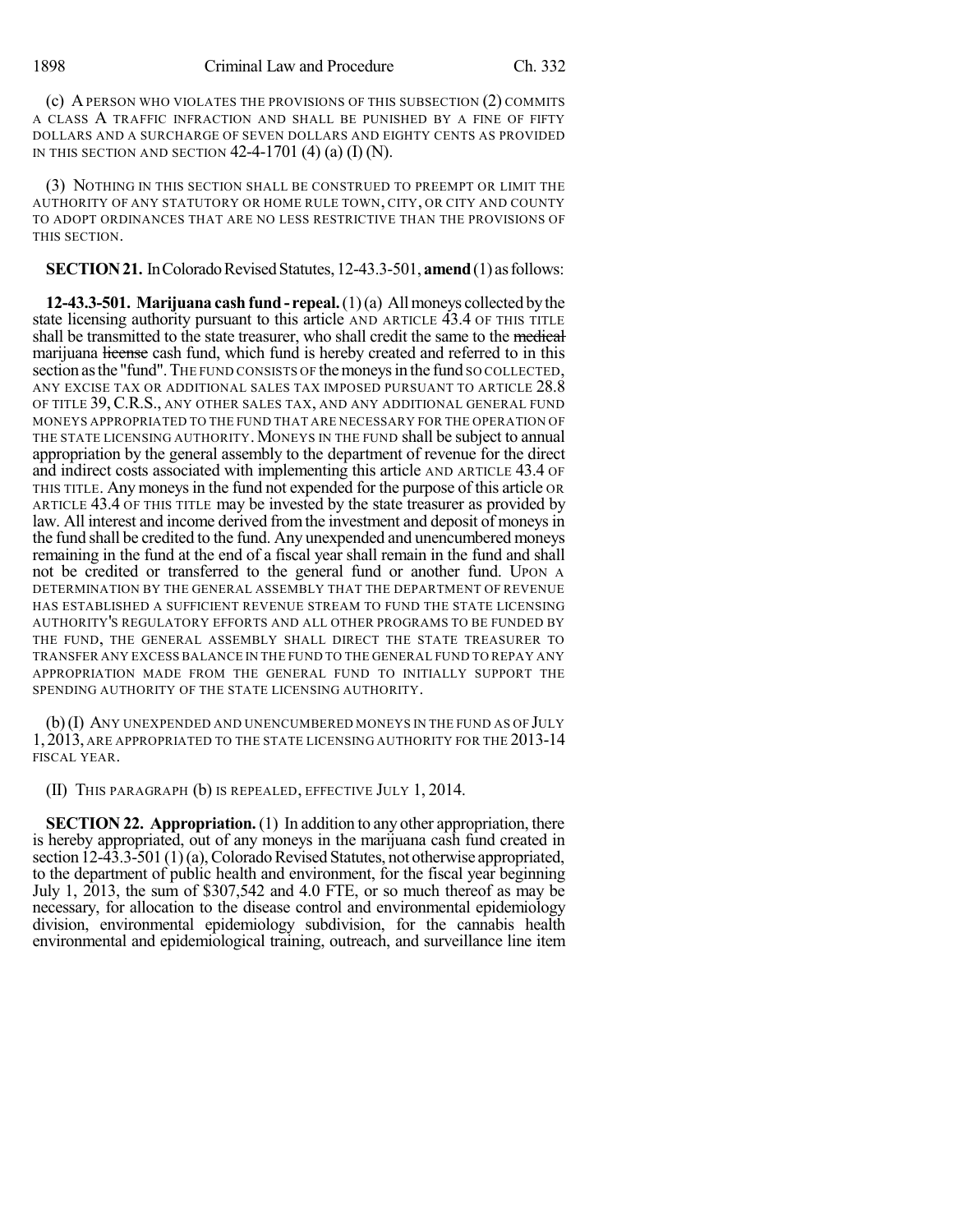(c) A PERSON WHO VIOLATES THE PROVISIONS OF THIS SUBSECTION (2) COMMITS A CLASS A TRAFFIC INFRACTION AND SHALL BE PUNISHED BY A FINE OF FIFTY DOLLARS AND A SURCHARGE OF SEVEN DOLLARS AND EIGHTY CENTS AS PROVIDED IN THIS SECTION AND SECTION 42-4-1701 (4) (a) (I) (N).

(3) NOTHING IN THIS SECTION SHALL BE CONSTRUED TO PREEMPT OR LIMIT THE AUTHORITY OF ANY STATUTORY OR HOME RULE TOWN, CITY, OR CITY AND COUNTY TO ADOPT ORDINANCES THAT ARE NO LESS RESTRICTIVE THAN THE PROVISIONS OF THIS SECTION.

**SECTION 21.** In Colorado Revised Statutes, 12-43.3-501, **amend** (1) as follows:

**12-43.3-501. Marijuana cash fund - repeal.** (1) (a) All moneys collected by the state licensing authority pursuant to this article AND ARTICLE 43.4 OF THIS TITLE shall be transmitted to the state treasurer, who shall credit the same to the ~~medical~~ marijuana ~~license~~ cash fund, which fund is hereby created and referred to in this section as the "fund". THE FUND CONSISTS OF the moneys in the fund SO COLLECTED, ANY EXCISE TAX OR ADDITIONAL SALES TAX IMPOSED PURSUANT TO ARTICLE 28.8 OF TITLE 39, C.R.S., ANY OTHER SALES TAX, AND ANY ADDITIONAL GENERAL FUND MONEYS APPROPRIATED TO THE FUND THAT ARE NECESSARY FOR THE OPERATION OF THE STATE LICENSING AUTHORITY. MONEYS IN THE FUND shall be subject to annual appropriation by the general assembly to the department of revenue for the direct and indirect costs associated with implementing this article AND ARTICLE 43.4 OF THIS TITLE. Any moneys in the fund not expended for the purpose of this article OR ARTICLE 43.4 OF THIS TITLE may be invested by the state treasurer as provided by law. All interest and income derived from the investment and deposit of moneys in the fund shall be credited to the fund. Any unexpended and unencumbered moneys remaining in the fund at the end of a fiscal year shall remain in the fund and shall not be credited or transferred to the general fund or another fund. UPON A DETERMINATION BY THE GENERAL ASSEMBLY THAT THE DEPARTMENT OF REVENUE HAS ESTABLISHED A SUFFICIENT REVENUE STREAM TO FUND THE STATE LICENSING AUTHORITY'S REGULATORY EFFORTS AND ALL OTHER PROGRAMS TO BE FUNDED BY THE FUND, THE GENERAL ASSEMBLY SHALL DIRECT THE STATE TREASURER TO TRANSFER ANY EXCESS BALANCE IN THE FUND TO THE GENERAL FUND TO REPAY ANY APPROPRIATION MADE FROM THE GENERAL FUND TO INITIALLY SUPPORT THE SPENDING AUTHORITY OF THE STATE LICENSING AUTHORITY.

(b) (I) ANY UNEXPENDED AND UNENCUMBERED MONEYS IN THE FUND AS OF JULY 1, 2013, ARE APPROPRIATED TO THE STATE LICENSING AUTHORITY FOR THE 2013-14 FISCAL YEAR.

(II) THIS PARAGRAPH (b) IS REPEALED, EFFECTIVE JULY 1, 2014.

**SECTION 22. Appropriation.** (1) In addition to any other appropriation, there is hereby appropriated, out of any moneys in the marijuana cash fund created in section 12-43.3-501 (1) (a), Colorado Revised Statutes, not otherwise appropriated, to the department of public health and environment, for the fiscal year beginning July 1, 2013, the sum of $307,542 and 4.0 FTE, or so much thereof as may be necessary, for allocation to the disease control and environmental epidemiology division, environmental epidemiology subdivision, for the cannabis health environmental and epidemiological training, outreach, and surveillance line item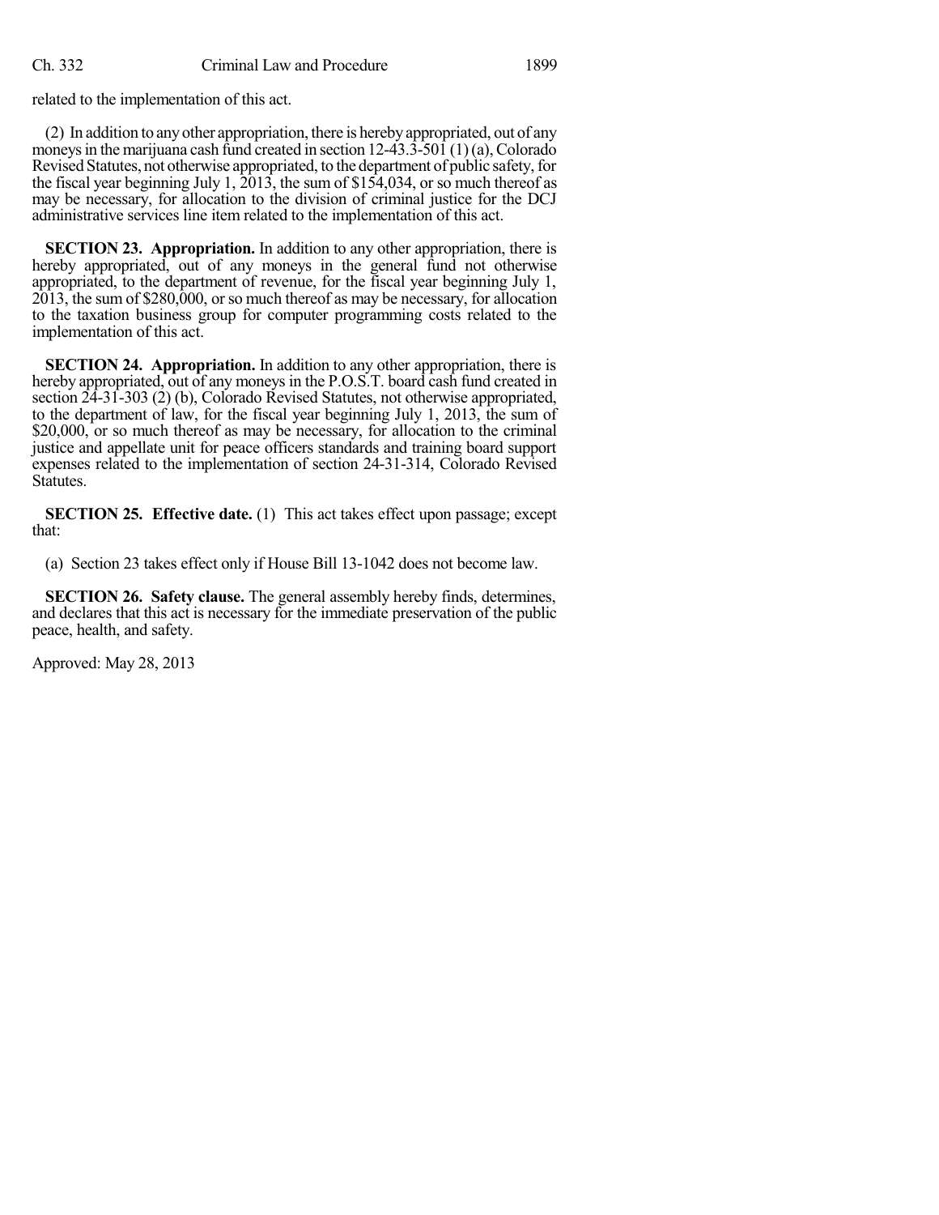related to the implementation of this act.

(2) In addition to any other appropriation, there is hereby appropriated, out of any moneys in the marijuana cash fund created in section 12-43.3-501 (1) (a), Colorado Revised Statutes, not otherwise appropriated, to the department of public safety, for the fiscal year beginning July 1, 2013, the sum of $154,034, or so much thereof as may be necessary, for allocation to the division of criminal justice for the DCJ administrative services line item related to the implementation of this act.

**SECTION 23. Appropriation.** In addition to any other appropriation, there is hereby appropriated, out of any moneys in the general fund not otherwise appropriated, to the department of revenue, for the fiscal year beginning July 1, 2013, the sum of $280,000, or so much thereof as may be necessary, for allocation to the taxation business group for computer programming costs related to the implementation of this act.

**SECTION 24. Appropriation.** In addition to any other appropriation, there is hereby appropriated, out of any moneys in the P.O.S.T. board cash fund created in section 24-31-303 (2) (b), Colorado Revised Statutes, not otherwise appropriated, to the department of law, for the fiscal year beginning July 1, 2013, the sum of $20,000, or so much thereof as may be necessary, for allocation to the criminal justice and appellate unit for peace officers standards and training board support expenses related to the implementation of section 24-31-314, Colorado Revised Statutes.

**SECTION 25. Effective date.** (1) This act takes effect upon passage; except that:

(a) Section 23 takes effect only if House Bill 13-1042 does not become law.

**SECTION 26. Safety clause.** The general assembly hereby finds, determines, and declares that this act is necessary for the immediate preservation of the public peace, health, and safety.

Approved: May 28, 2013